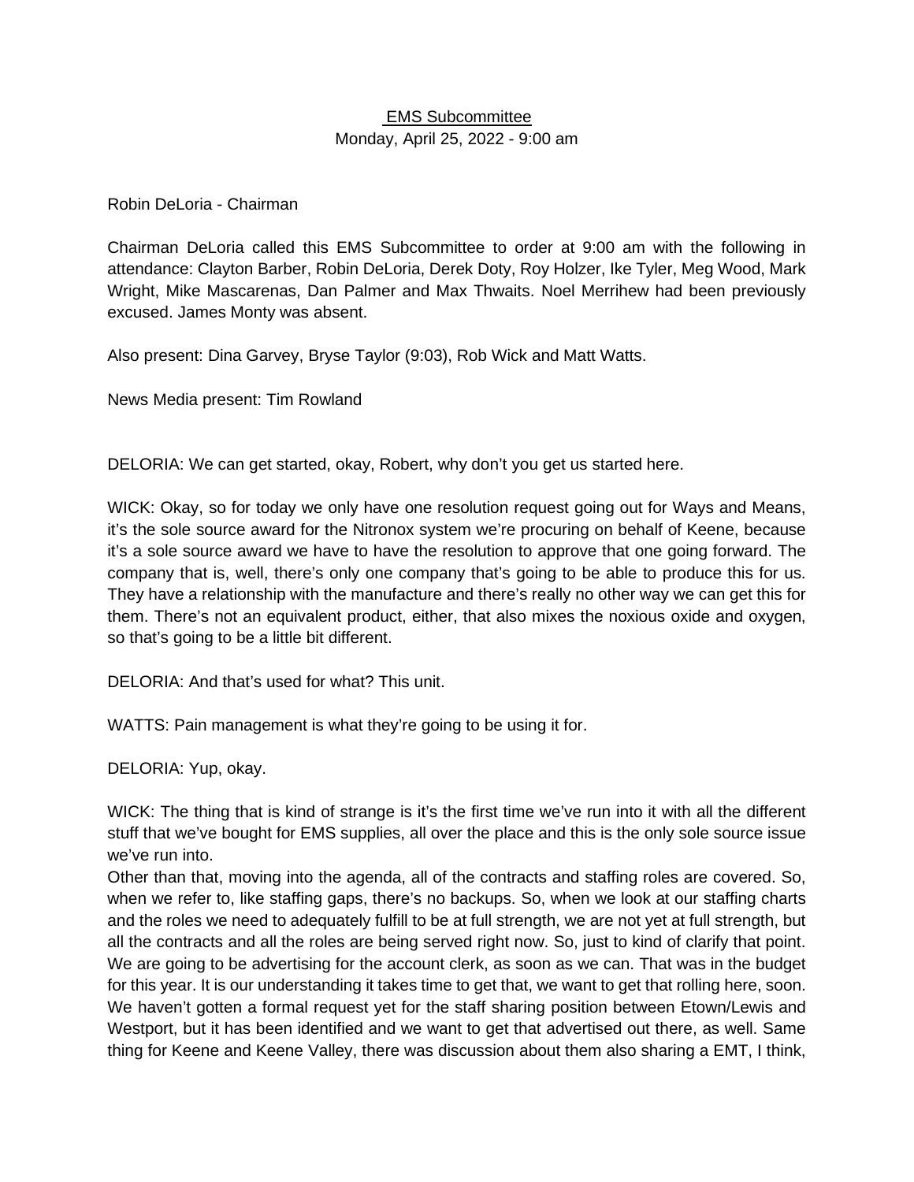# EMS Subcommittee

Monday, April 25, 2022 - 9:00 am

Robin DeLoria - Chairman

Chairman DeLoria called this EMS Subcommittee to order at 9:00 am with the following in attendance: Clayton Barber, Robin DeLoria, Derek Doty, Roy Holzer, Ike Tyler, Meg Wood, Mark Wright, Mike Mascarenas, Dan Palmer and Max Thwaits. Noel Merrihew had been previously excused. James Monty was absent.

Also present: Dina Garvey, Bryse Taylor (9:03), Rob Wick and Matt Watts.

News Media present: Tim Rowland

DELORIA: We can get started, okay, Robert, why don't you get us started here.

WICK: Okay, so for today we only have one resolution request going out for Ways and Means, it's the sole source award for the Nitronox system we're procuring on behalf of Keene, because it's a sole source award we have to have the resolution to approve that one going forward. The company that is, well, there's only one company that's going to be able to produce this for us. They have a relationship with the manufacture and there's really no other way we can get this for them. There's not an equivalent product, either, that also mixes the noxious oxide and oxygen, so that's going to be a little bit different.

DELORIA: And that's used for what? This unit.

WATTS: Pain management is what they're going to be using it for.

DELORIA: Yup, okay.

WICK: The thing that is kind of strange is it's the first time we've run into it with all the different stuff that we've bought for EMS supplies, all over the place and this is the only sole source issue we've run into.

Other than that, moving into the agenda, all of the contracts and staffing roles are covered. So, when we refer to, like staffing gaps, there's no backups. So, when we look at our staffing charts and the roles we need to adequately fulfill to be at full strength, we are not yet at full strength, but all the contracts and all the roles are being served right now. So, just to kind of clarify that point. We are going to be advertising for the account clerk, as soon as we can. That was in the budget for this year. It is our understanding it takes time to get that, we want to get that rolling here, soon. We haven't gotten a formal request yet for the staff sharing position between Etown/Lewis and Westport, but it has been identified and we want to get that advertised out there, as well. Same thing for Keene and Keene Valley, there was discussion about them also sharing a EMT, I think,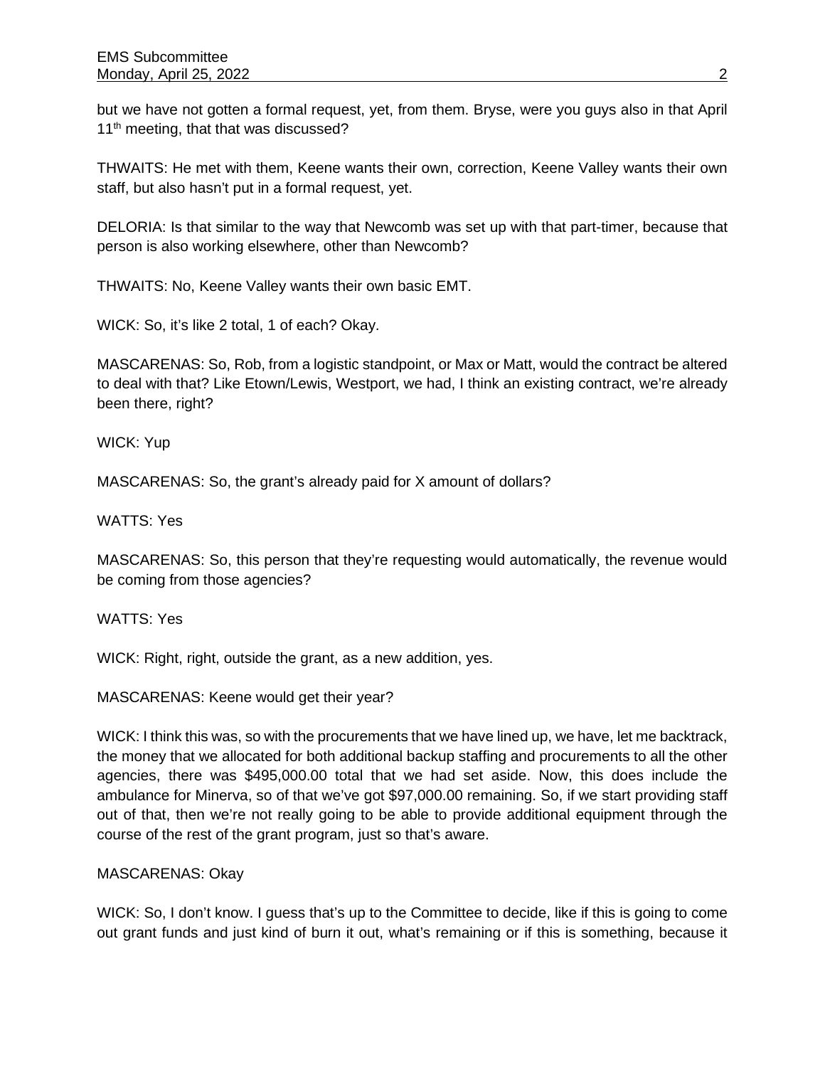but we have not gotten a formal request, yet, from them. Bryse, were you guys also in that April 11th meeting, that that was discussed?

THWAITS: He met with them, Keene wants their own, correction, Keene Valley wants their own staff, but also hasn't put in a formal request, yet.

DELORIA: Is that similar to the way that Newcomb was set up with that part-timer, because that person is also working elsewhere, other than Newcomb?

THWAITS: No, Keene Valley wants their own basic EMT.

WICK: So, it's like 2 total, 1 of each? Okay.

MASCARENAS: So, Rob, from a logistic standpoint, or Max or Matt, would the contract be altered to deal with that? Like Etown/Lewis, Westport, we had, I think an existing contract, we're already been there, right?

WICK: Yup

MASCARENAS: So, the grant's already paid for X amount of dollars?

WATTS: Yes

MASCARENAS: So, this person that they're requesting would automatically, the revenue would be coming from those agencies?

WATTS: Yes

WICK: Right, right, outside the grant, as a new addition, yes.

MASCARENAS: Keene would get their year?

WICK: I think this was, so with the procurements that we have lined up, we have, let me backtrack, the money that we allocated for both additional backup staffing and procurements to all the other agencies, there was $495,000.00 total that we had set aside. Now, this does include the ambulance for Minerva, so of that we've got $97,000.00 remaining. So, if we start providing staff out of that, then we're not really going to be able to provide additional equipment through the course of the rest of the grant program, just so that's aware.

MASCARENAS: Okay

WICK: So, I don't know. I guess that's up to the Committee to decide, like if this is going to come out grant funds and just kind of burn it out, what's remaining or if this is something, because it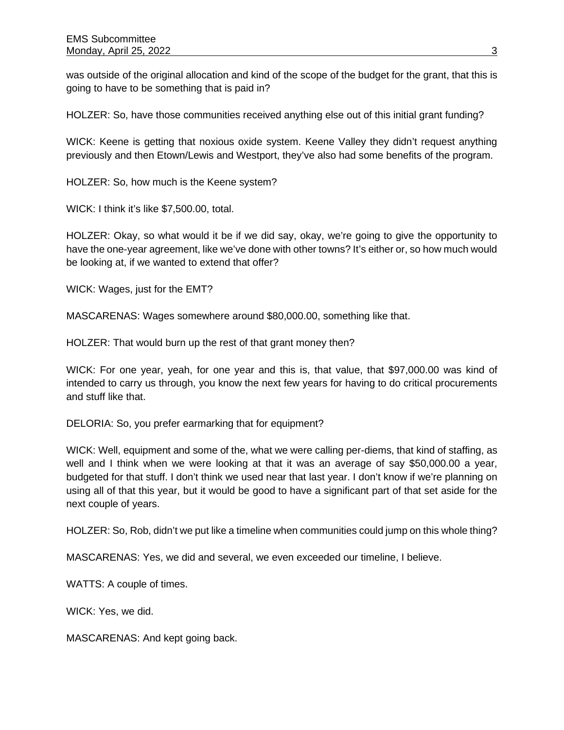was outside of the original allocation and kind of the scope of the budget for the grant, that this is going to have to be something that is paid in?

HOLZER: So, have those communities received anything else out of this initial grant funding?

WICK: Keene is getting that noxious oxide system. Keene Valley they didn't request anything previously and then Etown/Lewis and Westport, they've also had some benefits of the program.

HOLZER: So, how much is the Keene system?

WICK: I think it's like $7,500.00, total.

HOLZER: Okay, so what would it be if we did say, okay, we're going to give the opportunity to have the one-year agreement, like we've done with other towns? It's either or, so how much would be looking at, if we wanted to extend that offer?

WICK: Wages, just for the EMT?

MASCARENAS: Wages somewhere around $80,000.00, something like that.

HOLZER: That would burn up the rest of that grant money then?

WICK: For one year, yeah, for one year and this is, that value, that $97,000.00 was kind of intended to carry us through, you know the next few years for having to do critical procurements and stuff like that.

DELORIA: So, you prefer earmarking that for equipment?

WICK: Well, equipment and some of the, what we were calling per-diems, that kind of staffing, as well and I think when we were looking at that it was an average of say $50,000.00 a year, budgeted for that stuff. I don't think we used near that last year. I don't know if we're planning on using all of that this year, but it would be good to have a significant part of that set aside for the next couple of years.

HOLZER: So, Rob, didn't we put like a timeline when communities could jump on this whole thing?

MASCARENAS: Yes, we did and several, we even exceeded our timeline, I believe.

WATTS: A couple of times.

WICK: Yes, we did.

MASCARENAS: And kept going back.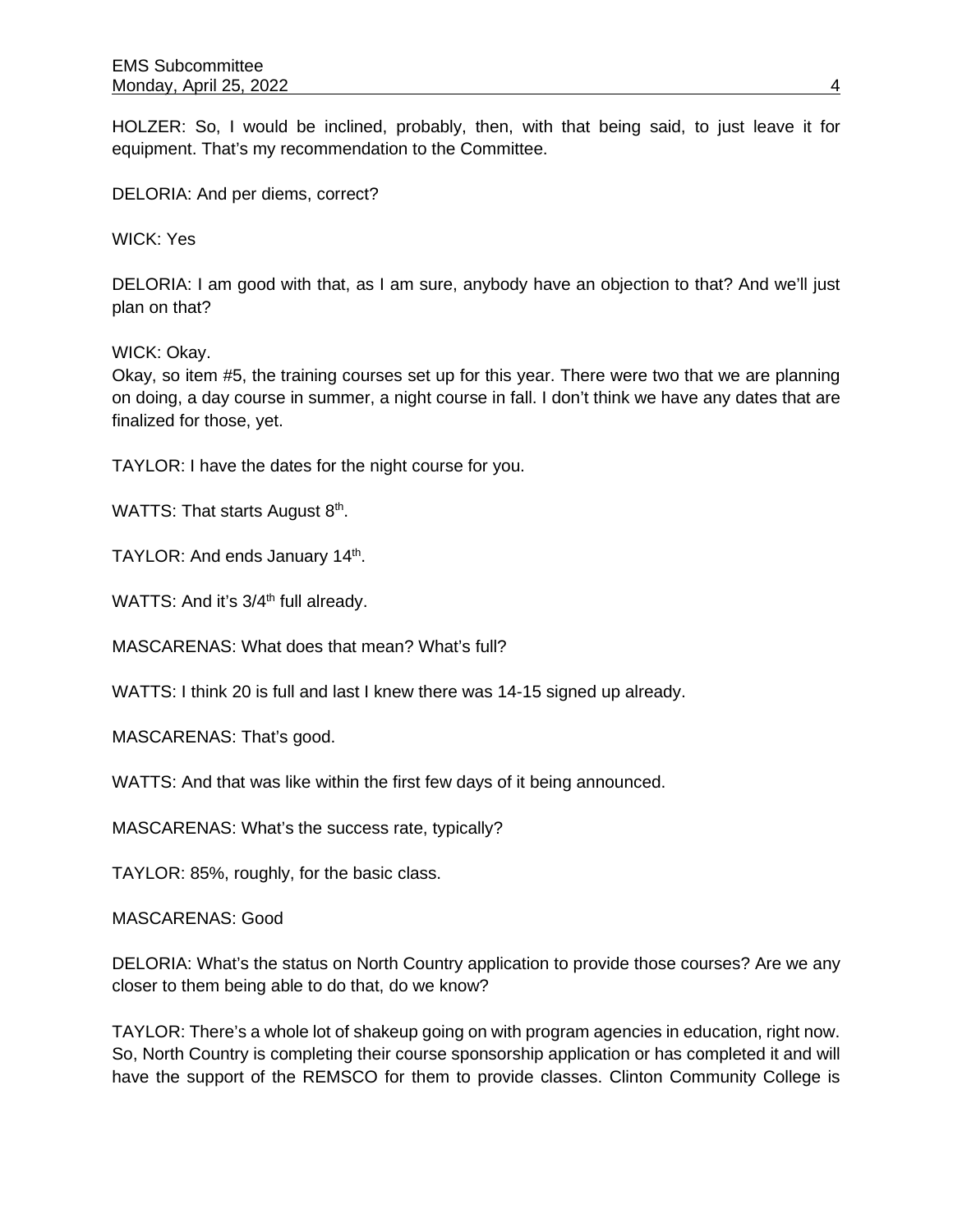HOLZER: So, I would be inclined, probably, then, with that being said, to just leave it for equipment. That's my recommendation to the Committee.

DELORIA: And per diems, correct?

WICK: Yes

DELORIA: I am good with that, as I am sure, anybody have an objection to that? And we'll just plan on that?

WICK: Okay.
Okay, so item #5, the training courses set up for this year. There were two that we are planning on doing, a day course in summer, a night course in fall. I don't think we have any dates that are finalized for those, yet.

TAYLOR: I have the dates for the night course for you.

WATTS: That starts August 8th.

TAYLOR: And ends January 14th.

WATTS: And it's 3/4th full already.

MASCARENAS: What does that mean? What's full?

WATTS: I think 20 is full and last I knew there was 14-15 signed up already.

MASCARENAS: That's good.

WATTS: And that was like within the first few days of it being announced.

MASCARENAS: What's the success rate, typically?

TAYLOR: 85%, roughly, for the basic class.

MASCARENAS: Good

DELORIA: What's the status on North Country application to provide those courses? Are we any closer to them being able to do that, do we know?

TAYLOR: There's a whole lot of shakeup going on with program agencies in education, right now. So, North Country is completing their course sponsorship application or has completed it and will have the support of the REMSCO for them to provide classes. Clinton Community College is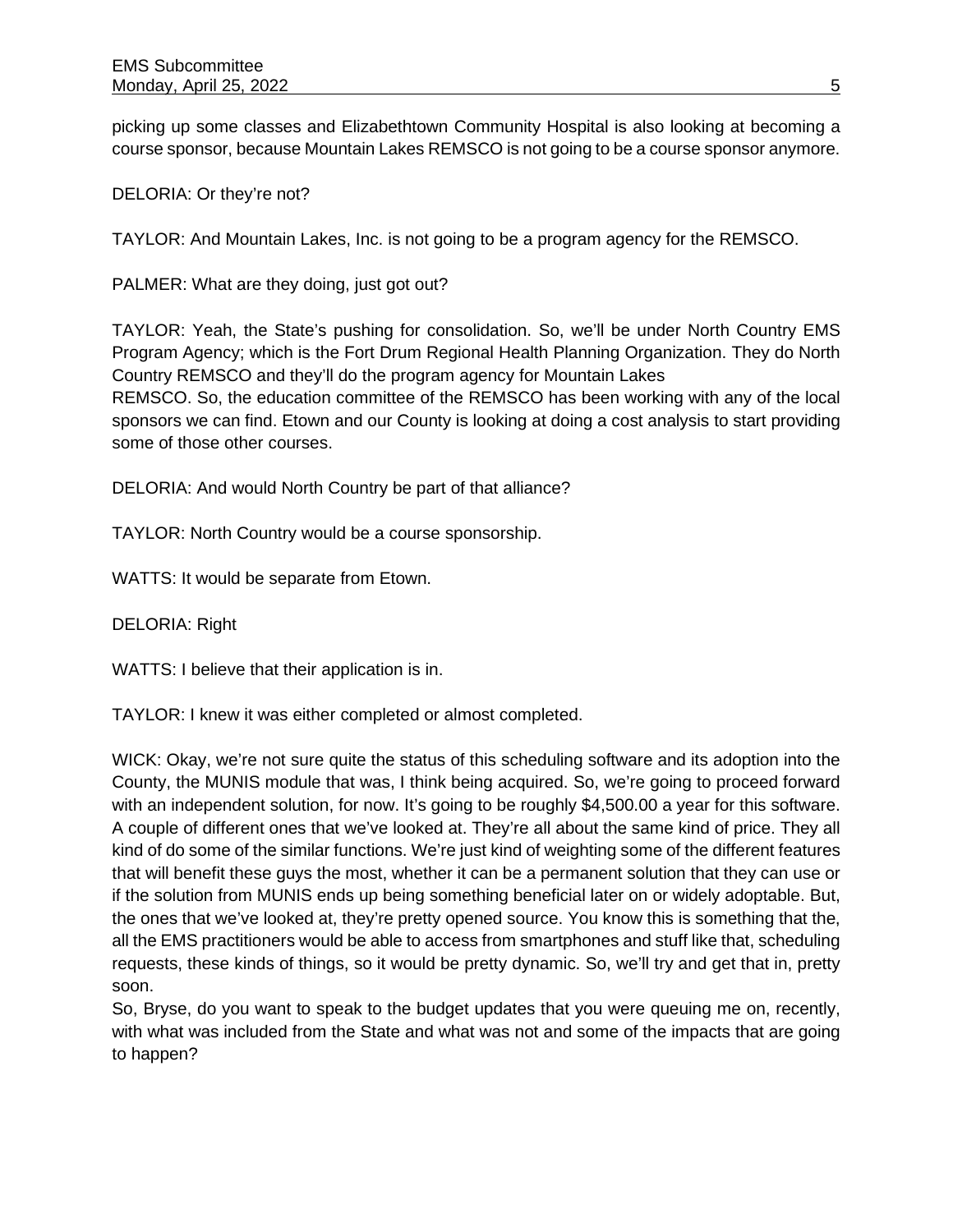picking up some classes and Elizabethtown Community Hospital is also looking at becoming a course sponsor, because Mountain Lakes REMSCO is not going to be a course sponsor anymore.

DELORIA: Or they're not?

TAYLOR: And Mountain Lakes, Inc. is not going to be a program agency for the REMSCO.

PALMER: What are they doing, just got out?

TAYLOR: Yeah, the State's pushing for consolidation. So, we'll be under North Country EMS Program Agency; which is the Fort Drum Regional Health Planning Organization. They do North Country REMSCO and they'll do the program agency for Mountain Lakes REMSCO. So, the education committee of the REMSCO has been working with any of the local sponsors we can find. Etown and our County is looking at doing a cost analysis to start providing some of those other courses.

DELORIA: And would North Country be part of that alliance?

TAYLOR: North Country would be a course sponsorship.

WATTS: It would be separate from Etown.

DELORIA: Right

WATTS: I believe that their application is in.

TAYLOR: I knew it was either completed or almost completed.

WICK: Okay, we're not sure quite the status of this scheduling software and its adoption into the County, the MUNIS module that was, I think being acquired. So, we're going to proceed forward with an independent solution, for now. It's going to be roughly $4,500.00 a year for this software. A couple of different ones that we've looked at. They're all about the same kind of price. They all kind of do some of the similar functions. We're just kind of weighting some of the different features that will benefit these guys the most, whether it can be a permanent solution that they can use or if the solution from MUNIS ends up being something beneficial later on or widely adoptable. But, the ones that we've looked at, they're pretty opened source. You know this is something that the, all the EMS practitioners would be able to access from smartphones and stuff like that, scheduling requests, these kinds of things, so it would be pretty dynamic. So, we'll try and get that in, pretty soon.
So, Bryse, do you want to speak to the budget updates that you were queuing me on, recently, with what was included from the State and what was not and some of the impacts that are going to happen?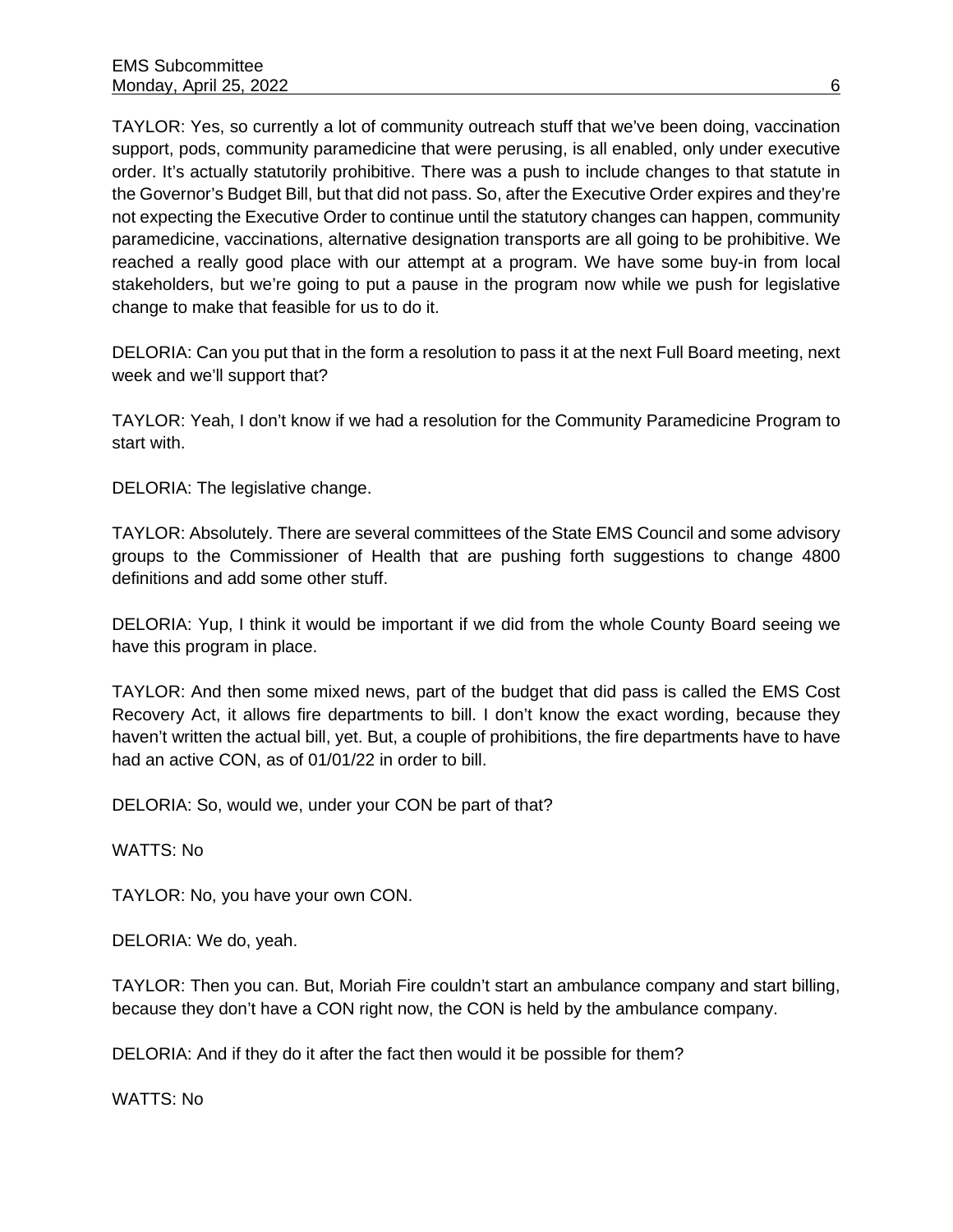TAYLOR: Yes, so currently a lot of community outreach stuff that we've been doing, vaccination support, pods, community paramedicine that were perusing, is all enabled, only under executive order. It's actually statutorily prohibitive. There was a push to include changes to that statute in the Governor's Budget Bill, but that did not pass. So, after the Executive Order expires and they're not expecting the Executive Order to continue until the statutory changes can happen, community paramedicine, vaccinations, alternative designation transports are all going to be prohibitive. We reached a really good place with our attempt at a program. We have some buy-in from local stakeholders, but we're going to put a pause in the program now while we push for legislative change to make that feasible for us to do it.

DELORIA: Can you put that in the form a resolution to pass it at the next Full Board meeting, next week and we'll support that?

TAYLOR: Yeah, I don't know if we had a resolution for the Community Paramedicine Program to start with.

DELORIA: The legislative change.

TAYLOR: Absolutely. There are several committees of the State EMS Council and some advisory groups to the Commissioner of Health that are pushing forth suggestions to change 4800 definitions and add some other stuff.

DELORIA: Yup, I think it would be important if we did from the whole County Board seeing we have this program in place.

TAYLOR: And then some mixed news, part of the budget that did pass is called the EMS Cost Recovery Act, it allows fire departments to bill. I don't know the exact wording, because they haven't written the actual bill, yet. But, a couple of prohibitions, the fire departments have to have had an active CON, as of 01/01/22 in order to bill.

DELORIA: So, would we, under your CON be part of that?

WATTS: No

TAYLOR: No, you have your own CON.

DELORIA: We do, yeah.

TAYLOR: Then you can. But, Moriah Fire couldn't start an ambulance company and start billing, because they don't have a CON right now, the CON is held by the ambulance company.

DELORIA: And if they do it after the fact then would it be possible for them?

WATTS: No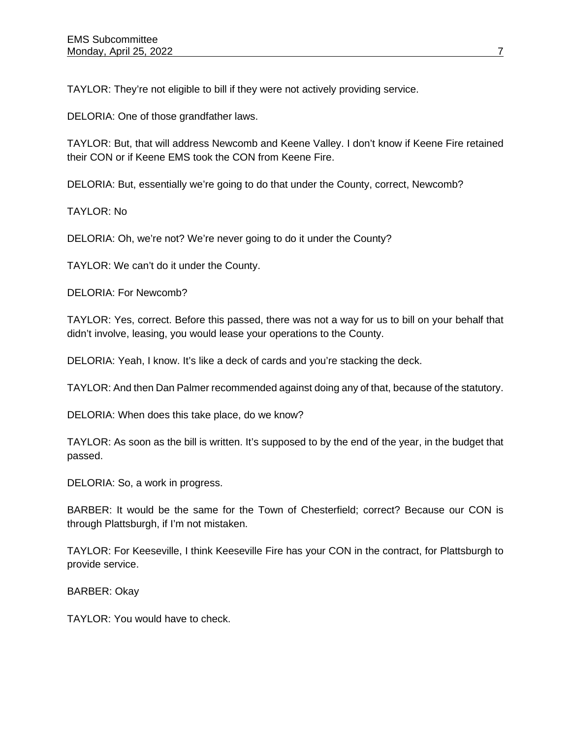TAYLOR: They're not eligible to bill if they were not actively providing service.

DELORIA: One of those grandfather laws.

TAYLOR: But, that will address Newcomb and Keene Valley. I don't know if Keene Fire retained their CON or if Keene EMS took the CON from Keene Fire.

DELORIA: But, essentially we're going to do that under the County, correct, Newcomb?

TAYLOR: No

DELORIA: Oh, we're not? We're never going to do it under the County?

TAYLOR: We can't do it under the County.

DELORIA: For Newcomb?

TAYLOR: Yes, correct. Before this passed, there was not a way for us to bill on your behalf that didn't involve, leasing, you would lease your operations to the County.

DELORIA: Yeah, I know. It's like a deck of cards and you're stacking the deck.

TAYLOR: And then Dan Palmer recommended against doing any of that, because of the statutory.

DELORIA: When does this take place, do we know?

TAYLOR: As soon as the bill is written. It's supposed to by the end of the year, in the budget that passed.

DELORIA: So, a work in progress.

BARBER: It would be the same for the Town of Chesterfield; correct? Because our CON is through Plattsburgh, if I'm not mistaken.

TAYLOR: For Keeseville, I think Keeseville Fire has your CON in the contract, for Plattsburgh to provide service.

BARBER: Okay

TAYLOR: You would have to check.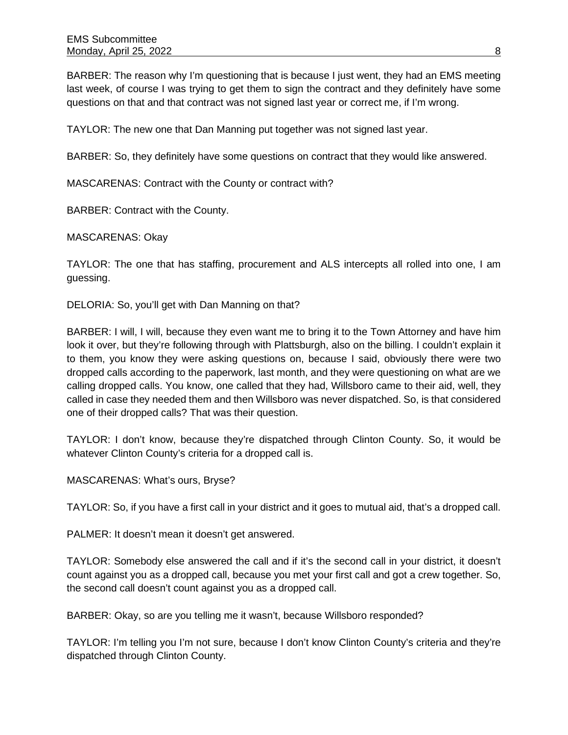BARBER: The reason why I'm questioning that is because I just went, they had an EMS meeting last week, of course I was trying to get them to sign the contract and they definitely have some questions on that and that contract was not signed last year or correct me, if I'm wrong.

TAYLOR: The new one that Dan Manning put together was not signed last year.

BARBER: So, they definitely have some questions on contract that they would like answered.

MASCARENAS: Contract with the County or contract with?

BARBER: Contract with the County.

MASCARENAS: Okay

TAYLOR: The one that has staffing, procurement and ALS intercepts all rolled into one, I am guessing.

DELORIA: So, you'll get with Dan Manning on that?

BARBER: I will, I will, because they even want me to bring it to the Town Attorney and have him look it over, but they're following through with Plattsburgh, also on the billing. I couldn't explain it to them, you know they were asking questions on, because I said, obviously there were two dropped calls according to the paperwork, last month, and they were questioning on what are we calling dropped calls. You know, one called that they had, Willsboro came to their aid, well, they called in case they needed them and then Willsboro was never dispatched. So, is that considered one of their dropped calls? That was their question.

TAYLOR: I don't know, because they're dispatched through Clinton County. So, it would be whatever Clinton County's criteria for a dropped call is.

MASCARENAS: What's ours, Bryse?

TAYLOR: So, if you have a first call in your district and it goes to mutual aid, that's a dropped call.

PALMER: It doesn't mean it doesn't get answered.

TAYLOR: Somebody else answered the call and if it's the second call in your district, it doesn't count against you as a dropped call, because you met your first call and got a crew together. So, the second call doesn't count against you as a dropped call.

BARBER: Okay, so are you telling me it wasn't, because Willsboro responded?

TAYLOR: I'm telling you I'm not sure, because I don't know Clinton County's criteria and they're dispatched through Clinton County.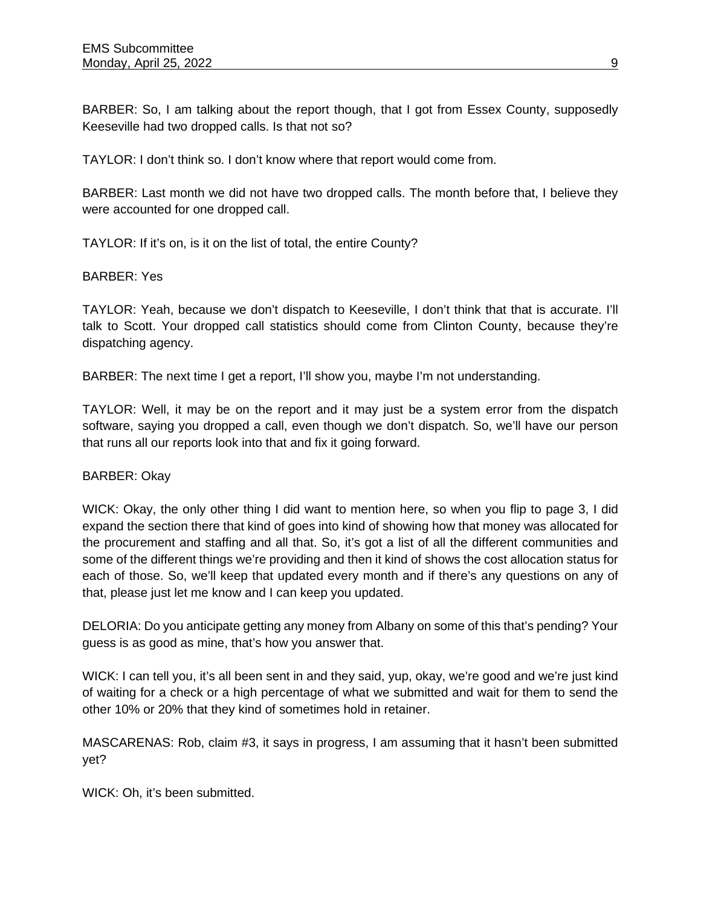BARBER: So, I am talking about the report though, that I got from Essex County, supposedly Keeseville had two dropped calls. Is that not so?

TAYLOR: I don't think so. I don't know where that report would come from.

BARBER: Last month we did not have two dropped calls. The month before that, I believe they were accounted for one dropped call.

TAYLOR: If it's on, is it on the list of total, the entire County?

BARBER: Yes

TAYLOR: Yeah, because we don't dispatch to Keeseville, I don't think that that is accurate. I'll talk to Scott. Your dropped call statistics should come from Clinton County, because they're dispatching agency.

BARBER: The next time I get a report, I'll show you, maybe I'm not understanding.

TAYLOR: Well, it may be on the report and it may just be a system error from the dispatch software, saying you dropped a call, even though we don't dispatch. So, we'll have our person that runs all our reports look into that and fix it going forward.

BARBER: Okay

WICK: Okay, the only other thing I did want to mention here, so when you flip to page 3, I did expand the section there that kind of goes into kind of showing how that money was allocated for the procurement and staffing and all that. So, it's got a list of all the different communities and some of the different things we're providing and then it kind of shows the cost allocation status for each of those. So, we'll keep that updated every month and if there's any questions on any of that, please just let me know and I can keep you updated.

DELORIA: Do you anticipate getting any money from Albany on some of this that's pending? Your guess is as good as mine, that's how you answer that.

WICK: I can tell you, it's all been sent in and they said, yup, okay, we're good and we're just kind of waiting for a check or a high percentage of what we submitted and wait for them to send the other 10% or 20% that they kind of sometimes hold in retainer.

MASCARENAS: Rob, claim #3, it says in progress, I am assuming that it hasn't been submitted yet?

WICK: Oh, it's been submitted.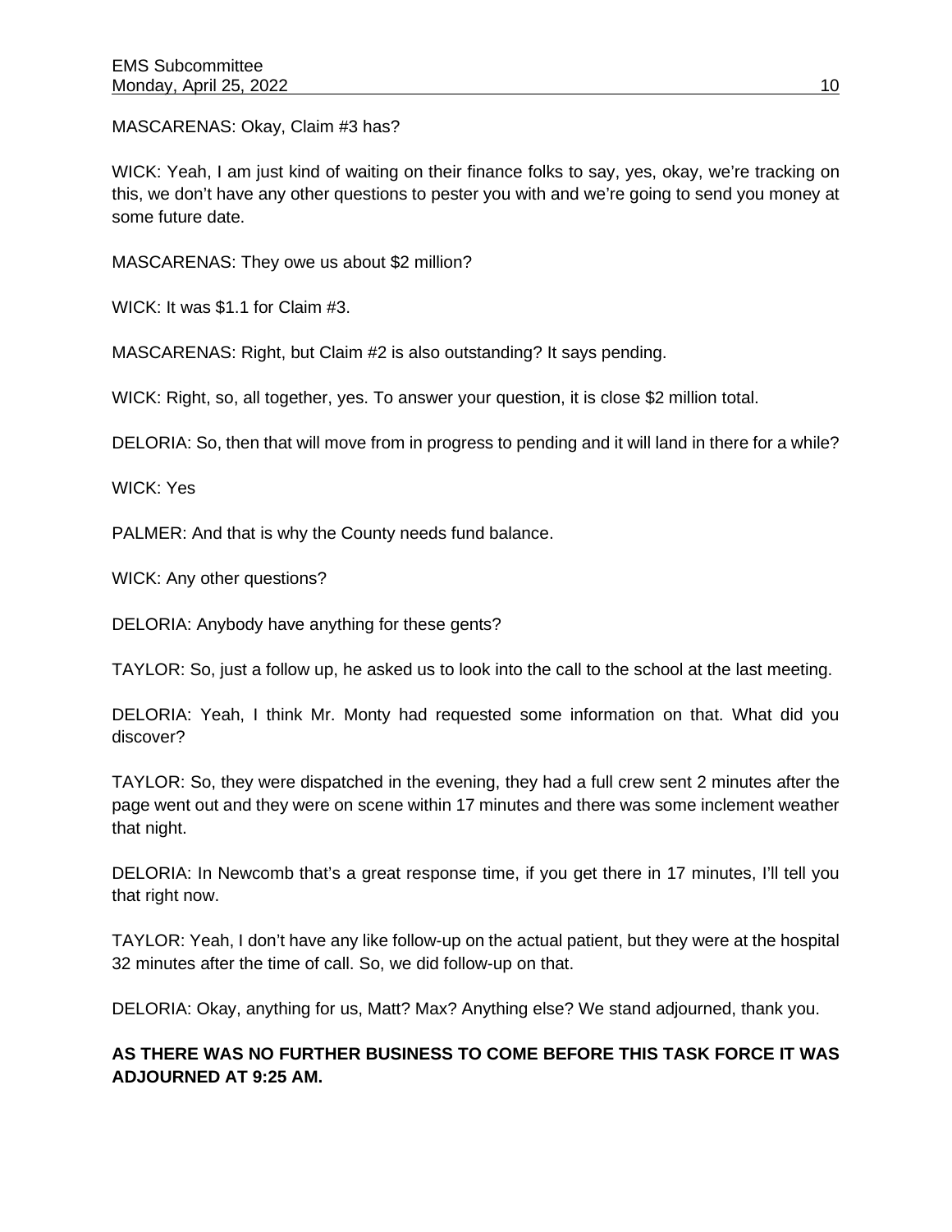MASCARENAS: Okay, Claim #3 has?

WICK: Yeah, I am just kind of waiting on their finance folks to say, yes, okay, we're tracking on this, we don't have any other questions to pester you with and we're going to send you money at some future date.

MASCARENAS: They owe us about $2 million?

WICK: It was $1.1 for Claim #3.

MASCARENAS: Right, but Claim #2 is also outstanding? It says pending.

WICK: Right, so, all together, yes. To answer your question, it is close $2 million total.

DELORIA: So, then that will move from in progress to pending and it will land in there for a while?

WICK: Yes

PALMER: And that is why the County needs fund balance.

WICK: Any other questions?

DELORIA: Anybody have anything for these gents?

TAYLOR: So, just a follow up, he asked us to look into the call to the school at the last meeting.

DELORIA: Yeah, I think Mr. Monty had requested some information on that. What did you discover?

TAYLOR: So, they were dispatched in the evening, they had a full crew sent 2 minutes after the page went out and they were on scene within 17 minutes and there was some inclement weather that night.

DELORIA: In Newcomb that's a great response time, if you get there in 17 minutes, I'll tell you that right now.

TAYLOR: Yeah, I don't have any like follow-up on the actual patient, but they were at the hospital 32 minutes after the time of call. So, we did follow-up on that.

DELORIA: Okay, anything for us, Matt? Max? Anything else? We stand adjourned, thank you.

**AS THERE WAS NO FURTHER BUSINESS TO COME BEFORE THIS TASK FORCE IT WAS ADJOURNED AT 9:25 AM.**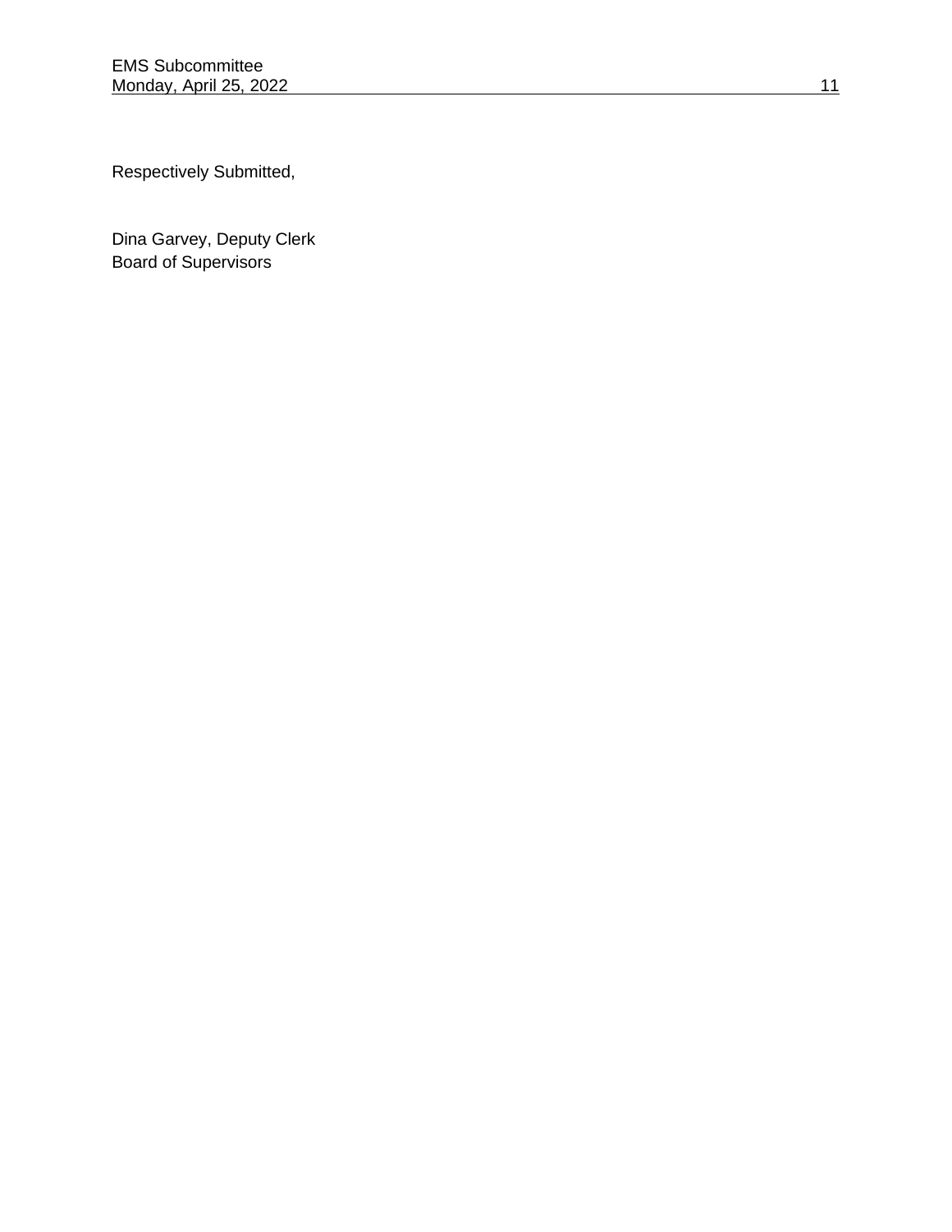Respectively Submitted,

Dina Garvey, Deputy Clerk
Board of Supervisors